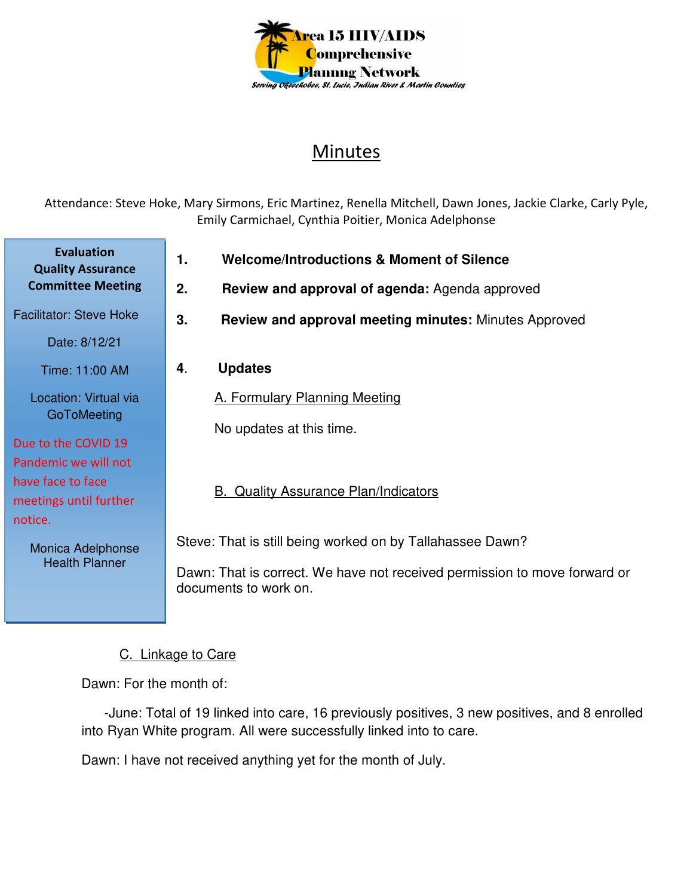Area 15 HIV/AIDS Comprehensive Planning Network

*Serving Okeechobee, St. Lucie, Indian River & Martin Counties*

# Minutes

Attendance: Steve Hoke, Mary Sirmons, Eric Martinez, Renella Mitchell, Dawn Jones, Jackie Clarke, Carly Pyle, Emily Carmichael, Cynthia Poitier, Monica Adelphonse

**Evaluation Quality Assurance Committee Meeting**

Facilitator: Steve Hoke

Date: 8/12/21

Time: 11:00 AM

Location: Virtual via GoToMeeting

Due to the COVID 19 Pandemic we will not have face to face meetings until further notice.

Monica Adelphonse
Health Planner

1. **Welcome/Introductions & Moment of Silence**
2. **Review and approval of agenda:** Agenda approved
3. **Review and approval meeting minutes:** Minutes Approved
4. **Updates**

A. Formulary Planning Meeting

No updates at this time.

B. Quality Assurance Plan/Indicators

Steve: That is still being worked on by Tallahassee Dawn?

Dawn: That is correct. We have not received permission to move forward or documents to work on.

C. Linkage to Care

Dawn: For the month of:

-June: Total of 19 linked into care, 16 previously positives, 3 new positives, and 8 enrolled into Ryan White program. All were successfully linked into to care.

Dawn: I have not received anything yet for the month of July.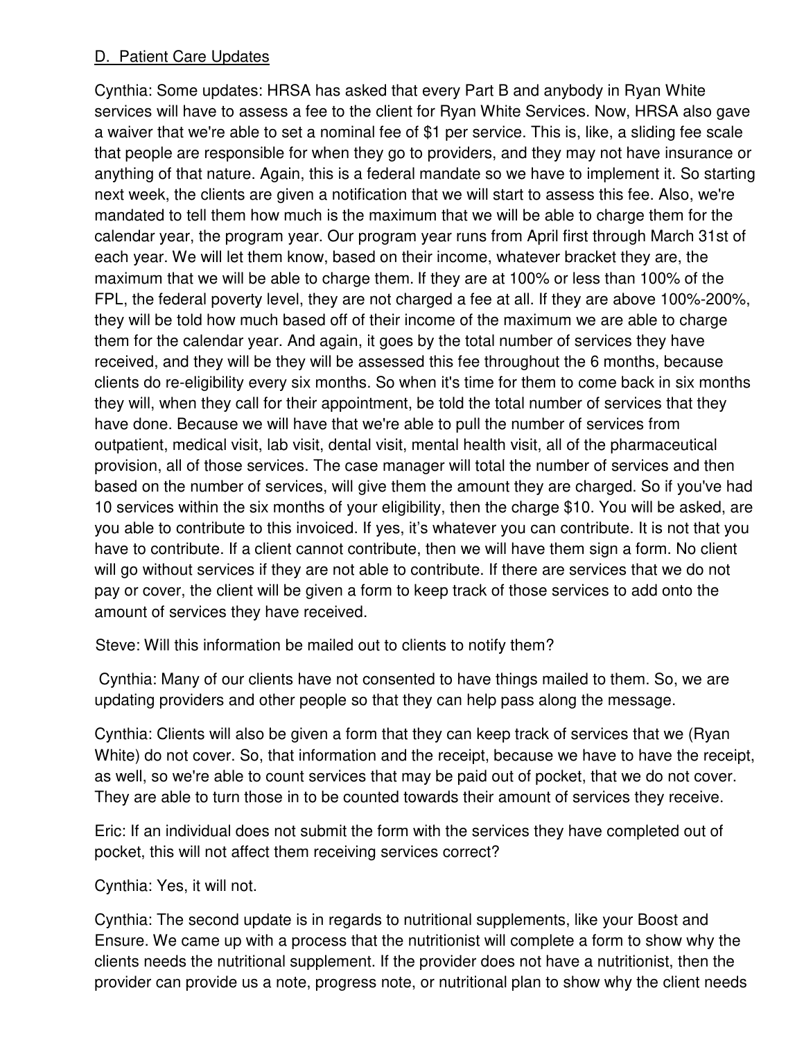D. Patient Care Updates

Cynthia: Some updates: HRSA has asked that every Part B and anybody in Ryan White services will have to assess a fee to the client for Ryan White Services. Now, HRSA also gave a waiver that we're able to set a nominal fee of $1 per service. This is, like, a sliding fee scale that people are responsible for when they go to providers, and they may not have insurance or anything of that nature. Again, this is a federal mandate so we have to implement it. So starting next week, the clients are given a notification that we will start to assess this fee. Also, we're mandated to tell them how much is the maximum that we will be able to charge them for the calendar year, the program year. Our program year runs from April first through March 31st of each year. We will let them know, based on their income, whatever bracket they are, the maximum that we will be able to charge them. If they are at 100% or less than 100% of the FPL, the federal poverty level, they are not charged a fee at all. If they are above 100%-200%, they will be told how much based off of their income of the maximum we are able to charge them for the calendar year. And again, it goes by the total number of services they have received, and they will be they will be assessed this fee throughout the 6 months, because clients do re-eligibility every six months. So when it's time for them to come back in six months they will, when they call for their appointment, be told the total number of services that they have done. Because we will have that we're able to pull the number of services from outpatient, medical visit, lab visit, dental visit, mental health visit, all of the pharmaceutical provision, all of those services. The case manager will total the number of services and then based on the number of services, will give them the amount they are charged. So if you've had 10 services within the six months of your eligibility, then the charge $10. You will be asked, are you able to contribute to this invoiced. If yes, it's whatever you can contribute. It is not that you have to contribute. If a client cannot contribute, then we will have them sign a form. No client will go without services if they are not able to contribute. If there are services that we do not pay or cover, the client will be given a form to keep track of those services to add onto the amount of services they have received.

Steve: Will this information be mailed out to clients to notify them?

Cynthia: Many of our clients have not consented to have things mailed to them. So, we are updating providers and other people so that they can help pass along the message.

Cynthia: Clients will also be given a form that they can keep track of services that we (Ryan White) do not cover. So, that information and the receipt, because we have to have the receipt, as well, so we're able to count services that may be paid out of pocket, that we do not cover. They are able to turn those in to be counted towards their amount of services they receive.

Eric: If an individual does not submit the form with the services they have completed out of pocket, this will not affect them receiving services correct?

Cynthia: Yes, it will not.

Cynthia: The second update is in regards to nutritional supplements, like your Boost and Ensure. We came up with a process that the nutritionist will complete a form to show why the clients needs the nutritional supplement. If the provider does not have a nutritionist, then the provider can provide us a note, progress note, or nutritional plan to show why the client needs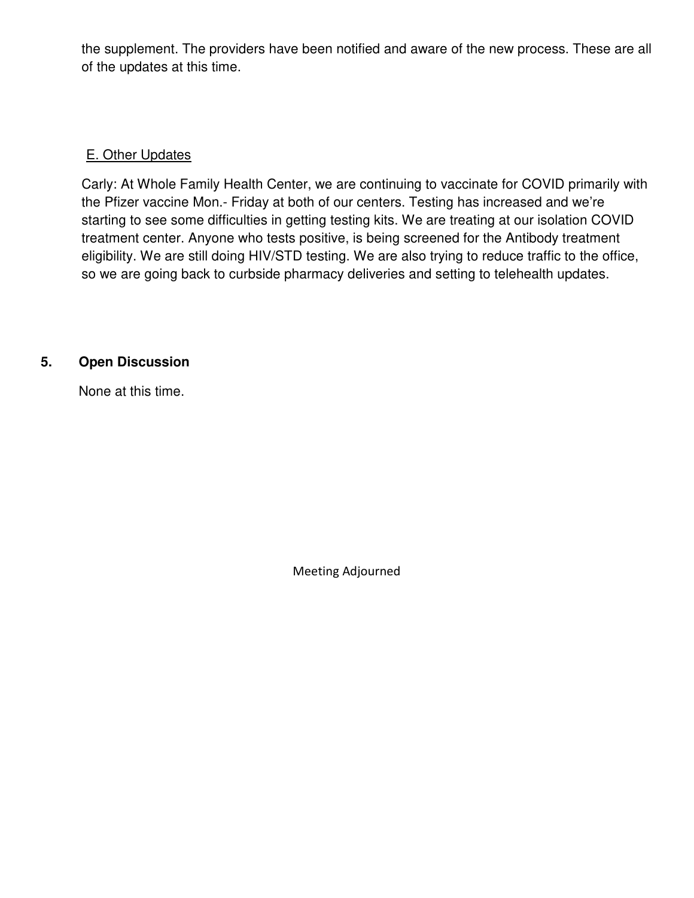the supplement. The providers have been notified and aware of the new process. These are all of the updates at this time.

E. Other Updates

Carly: At Whole Family Health Center, we are continuing to vaccinate for COVID primarily with the Pfizer vaccine Mon.- Friday at both of our centers. Testing has increased and we're starting to see some difficulties in getting testing kits. We are treating at our isolation COVID treatment center. Anyone who tests positive, is being screened for the Antibody treatment eligibility. We are still doing HIV/STD testing. We are also trying to reduce traffic to the office, so we are going back to curbside pharmacy deliveries and setting to telehealth updates.

## 5. Open Discussion

None at this time.

Meeting Adjourned